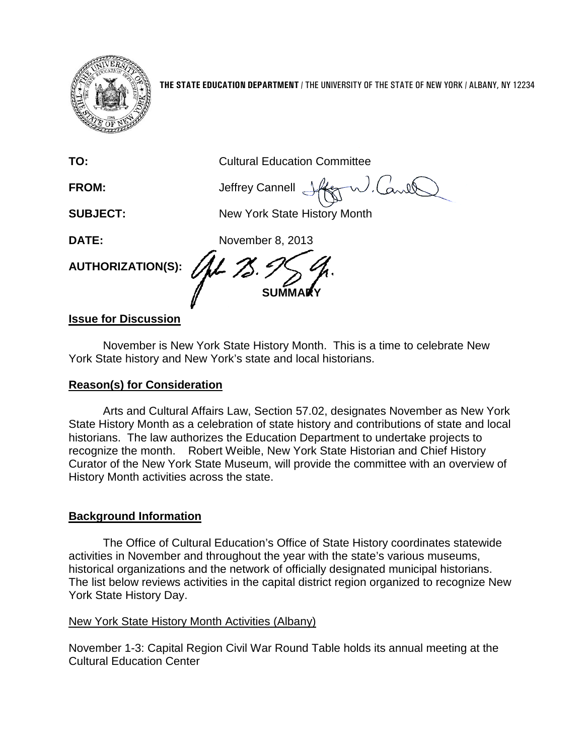**THE STATE EDUCATION DEPARTMENT** / THE UNIVERSITY OF THE STATE OF NEW YORK / ALBANY, NY 12234

**TO:** Cultural Education Committee

**FROM:** Jeffrey Cannell

**SUBJECT:** New York State History Month

**DATE:** November 8, 2013

**AUTHORIZATION(S):**

**SUMMARY**

## Issue for Discussion

November is New York State History Month. This is a time to celebrate New York State history and New York's state and local historians.

## Reason(s) for Consideration

Arts and Cultural Affairs Law, Section 57.02, designates November as New York State History Month as a celebration of state history and contributions of state and local historians. The law authorizes the Education Department to undertake projects to recognize the month. Robert Weible, New York State Historian and Chief History Curator of the New York State Museum, will provide the committee with an overview of History Month activities across the state.

## Background Information

The Office of Cultural Education's Office of State History coordinates statewide activities in November and throughout the year with the state's various museums, historical organizations and the network of officially designated municipal historians. The list below reviews activities in the capital district region organized to recognize New York State History Day.

New York State History Month Activities (Albany)

November 1-3: Capital Region Civil War Round Table holds its annual meeting at the Cultural Education Center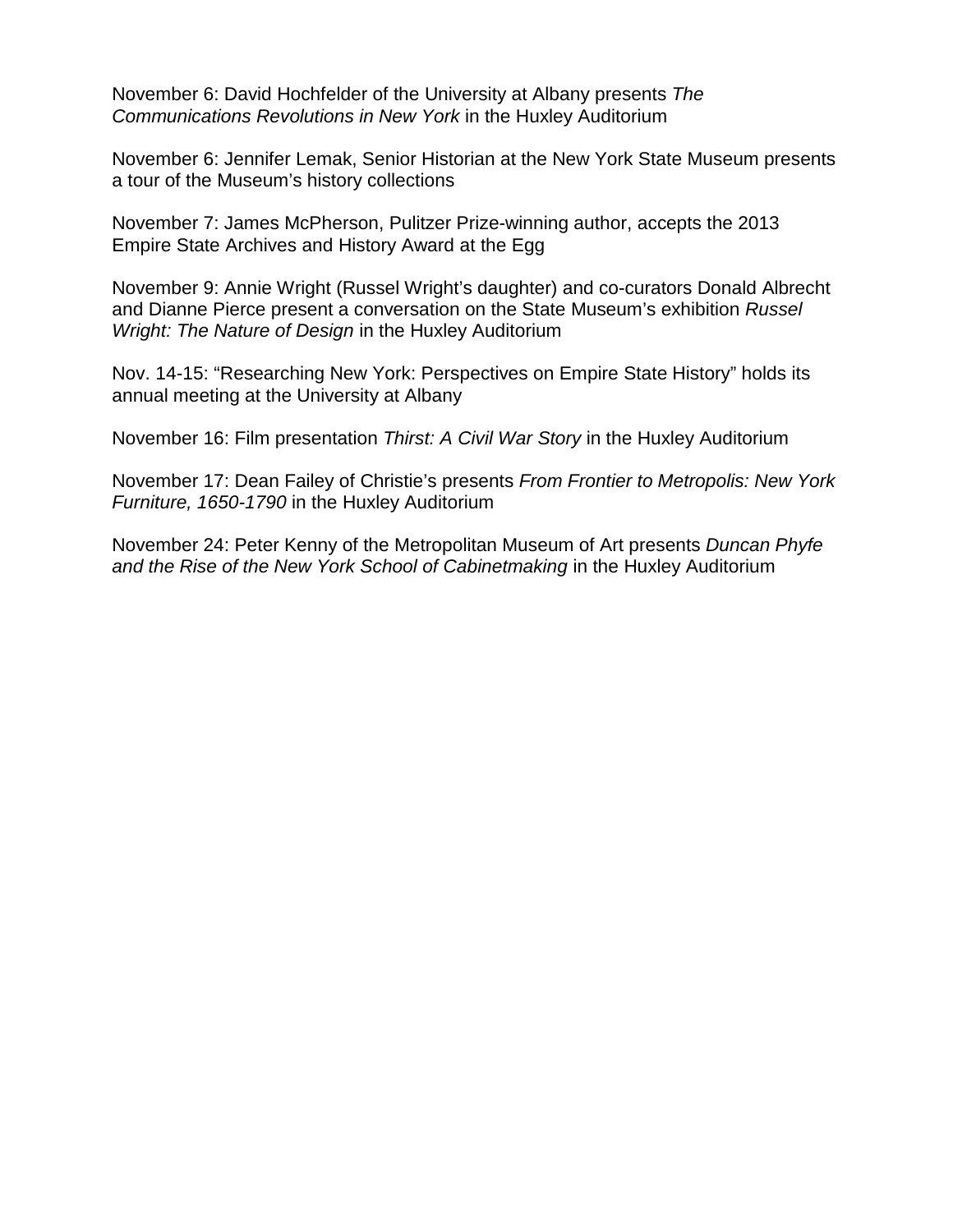November 6: David Hochfelder of the University at Albany presents *The Communications Revolutions in New York* in the Huxley Auditorium

November 6: Jennifer Lemak, Senior Historian at the New York State Museum presents a tour of the Museum's history collections

November 7: James McPherson, Pulitzer Prize-winning author, accepts the 2013 Empire State Archives and History Award at the Egg

November 9: Annie Wright (Russel Wright's daughter) and co-curators Donald Albrecht and Dianne Pierce present a conversation on the State Museum's exhibition *Russel Wright: The Nature of Design* in the Huxley Auditorium

Nov. 14-15: "Researching New York: Perspectives on Empire State History" holds its annual meeting at the University at Albany

November 16: Film presentation *Thirst: A Civil War Story* in the Huxley Auditorium

November 17: Dean Failey of Christie's presents *From Frontier to Metropolis: New York Furniture, 1650-1790* in the Huxley Auditorium

November 24: Peter Kenny of the Metropolitan Museum of Art presents *Duncan Phyfe and the Rise of the New York School of Cabinetmaking* in the Huxley Auditorium